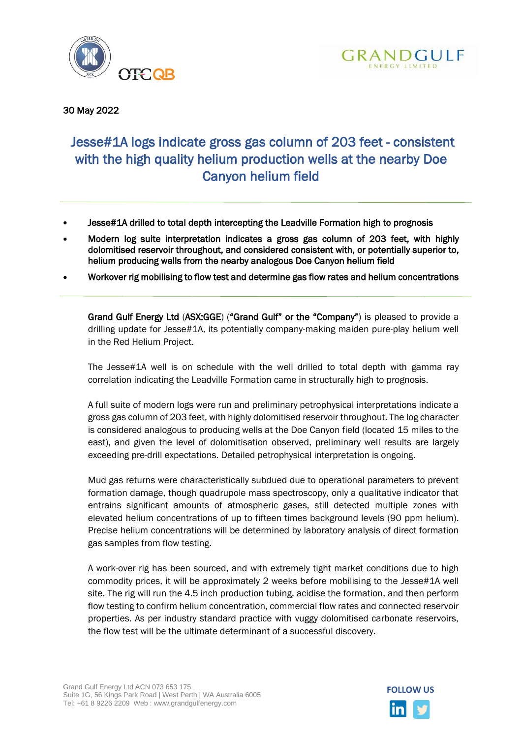30 May 2022

# Jesse#1A logs indicate gross gas column of 203 feet - consistent with the high quality helium production wells at the nearby Doe Canyon helium field

- **Jesse#1A drilled to total depth intercepting the Leadville Formation high to prognosis**
- **Modern log suite interpretation indicates a gross gas column of 203 feet, with highly dolomitised reservoir throughout, and considered consistent with, or potentially superior to, helium producing wells from the nearby analogous Doe Canyon helium field**
- **Workover rig mobilising to flow test and determine gas flow rates and helium concentrations**

**Grand Gulf Energy Ltd** (**ASX:GGE**) (**"Grand Gulf" or the "Company"**) is pleased to provide a drilling update for Jesse#1A, its potentially company-making maiden pure-play helium well in the Red Helium Project.

The Jesse#1A well is on schedule with the well drilled to total depth with gamma ray correlation indicating the Leadville Formation came in structurally high to prognosis.

A full suite of modern logs were run and preliminary petrophysical interpretations indicate a gross gas column of 203 feet, with highly dolomitised reservoir throughout. The log character is considered analogous to producing wells at the Doe Canyon field (located 15 miles to the east), and given the level of dolomitisation observed, preliminary well results are largely exceeding pre-drill expectations. Detailed petrophysical interpretation is ongoing.

Mud gas returns were characteristically subdued due to operational parameters to prevent formation damage, though quadrupole mass spectroscopy, only a qualitative indicator that entrains significant amounts of atmospheric gases, still detected multiple zones with elevated helium concentrations of up to fifteen times background levels (90 ppm helium). Precise helium concentrations will be determined by laboratory analysis of direct formation gas samples from flow testing.

A work-over rig has been sourced, and with extremely tight market conditions due to high commodity prices, it will be approximately 2 weeks before mobilising to the Jesse#1A well site. The rig will run the 4.5 inch production tubing, acidise the formation, and then perform flow testing to confirm helium concentration, commercial flow rates and connected reservoir properties. As per industry standard practice with vuggy dolomitised carbonate reservoirs, the flow test will be the ultimate determinant of a successful discovery.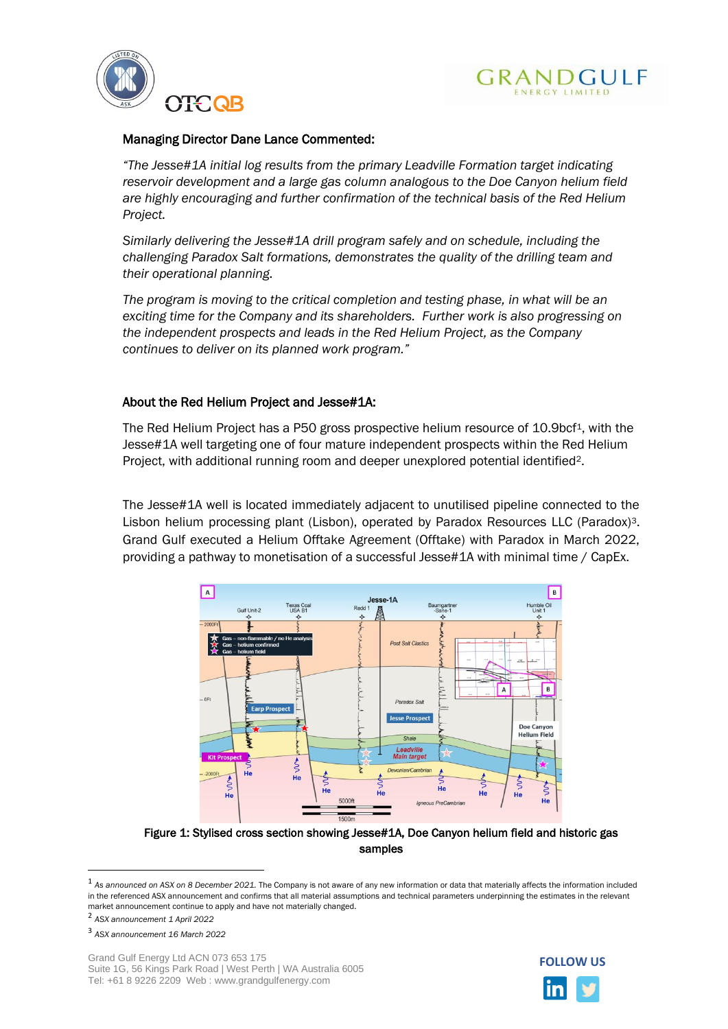**Managing Director Dane Lance Commented:**

*"The Jesse#1A initial log results from the primary Leadville Formation target indicating reservoir development and a large gas column analogous to the Doe Canyon helium field are highly encouraging and further confirmation of the technical basis of the Red Helium Project.*

*Similarly delivering the Jesse#1A drill program safely and on schedule, including the challenging Paradox Salt formations, demonstrates the quality of the drilling team and their operational planning.*

*The program is moving to the critical completion and testing phase, in what will be an exciting time for the Company and its shareholders. Further work is also progressing on the independent prospects and leads in the Red Helium Project, as the Company continues to deliver on its planned work program."*

**About the Red Helium Project and Jesse#1A:**

The Red Helium Project has a P50 gross prospective helium resource of 10.9bcf[1], with the Jesse#1A well targeting one of four mature independent prospects within the Red Helium Project, with additional running room and deeper unexplored potential identified[2].

The Jesse#1A well is located immediately adjacent to unutilised pipeline connected to the Lisbon helium processing plant (Lisbon), operated by Paradox Resources LLC (Paradox)[3]. Grand Gulf executed a Helium Offtake Agreement (Offtake) with Paradox in March 2022, providing a pathway to monetisation of a successful Jesse#1A with minimal time / CapEx.

**Figure 1: Stylised cross section showing Jesse#1A, Doe Canyon helium field and historic gas samples**

[1] *As announced on ASX on 8 December 2021.* The Company is not aware of any new information or data that materially affects the information included in the referenced ASX announcement and confirms that all material assumptions and technical parameters underpinning the estimates in the relevant market announcement continue to apply and have not materially changed.

[2] *ASX announcement 1 April 2022*

[3] *ASX announcement 16 March 2022*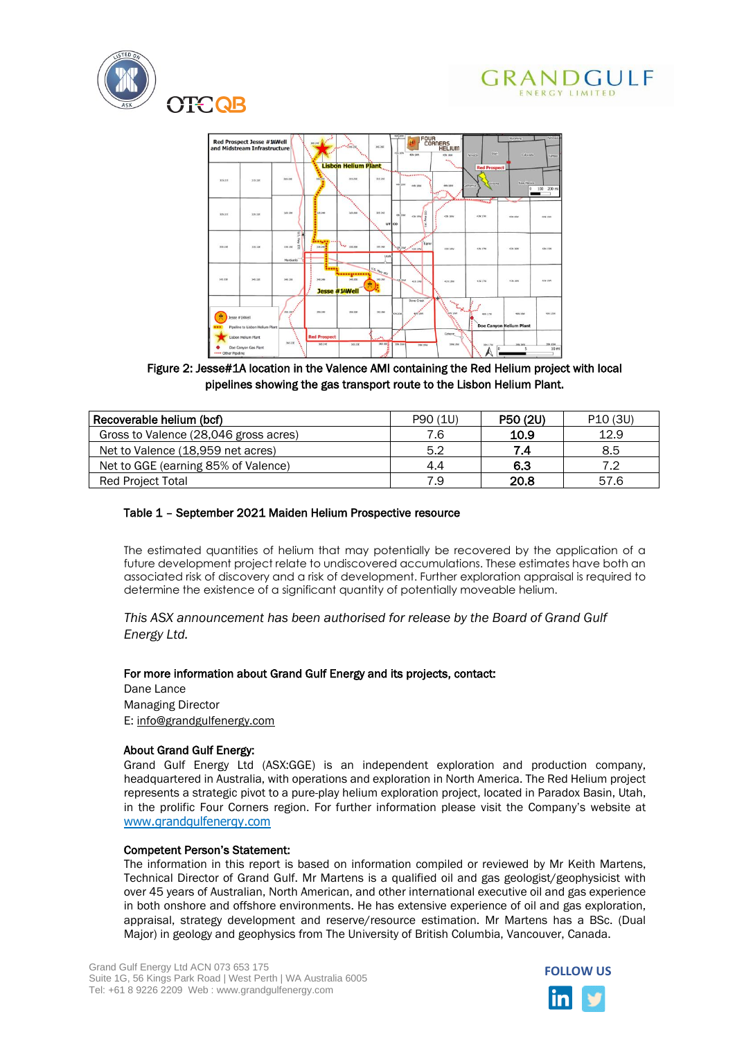Figure 2: Jesse#1A location in the Valence AMI containing the Red Helium project with local pipelines showing the gas transport route to the Lisbon Helium Plant.

| Recoverable helium (bcf) | P90 (1U) | **P50 (2U)** | P10 (3U) |
|---|---|---|---|
| Gross to Valence (28,046 gross acres) | 7.6 | **10.9** | 12.9 |
| Net to Valence (18,959 net acres) | 5.2 | **7.4** | 8.5 |
| Net to GGE (earning 85% of Valence) | 4.4 | **6.3** | 7.2 |
| Red Project Total | 7.9 | **20.8** | 57.6 |

**Table 1 – September 2021 Maiden Helium Prospective resource**

The estimated quantities of helium that may potentially be recovered by the application of a future development project relate to undiscovered accumulations. These estimates have both an associated risk of discovery and a risk of development. Further exploration appraisal is required to determine the existence of a significant quantity of potentially moveable helium.

*This ASX announcement has been authorised for release by the Board of Grand Gulf Energy Ltd.*

**For more information about Grand Gulf Energy and its projects, contact:**
Dane Lance
Managing Director
E: info@grandgulfenergy.com

**About Grand Gulf Energy:**
Grand Gulf Energy Ltd (ASX:GGE) is an independent exploration and production company, headquartered in Australia, with operations and exploration in North America. The Red Helium project represents a strategic pivot to a pure-play helium exploration project, located in Paradox Basin, Utah, in the prolific Four Corners region. For further information please visit the Company's website at www.grandgulfenergy.com

**Competent Person's Statement:**
The information in this report is based on information compiled or reviewed by Mr Keith Martens, Technical Director of Grand Gulf. Mr Martens is a qualified oil and gas geologist/geophysicist with over 45 years of Australian, North American, and other international executive oil and gas experience in both onshore and offshore environments. He has extensive experience of oil and gas exploration, appraisal, strategy development and reserve/resource estimation. Mr Martens has a BSc. (Dual Major) in geology and geophysics from The University of British Columbia, Vancouver, Canada.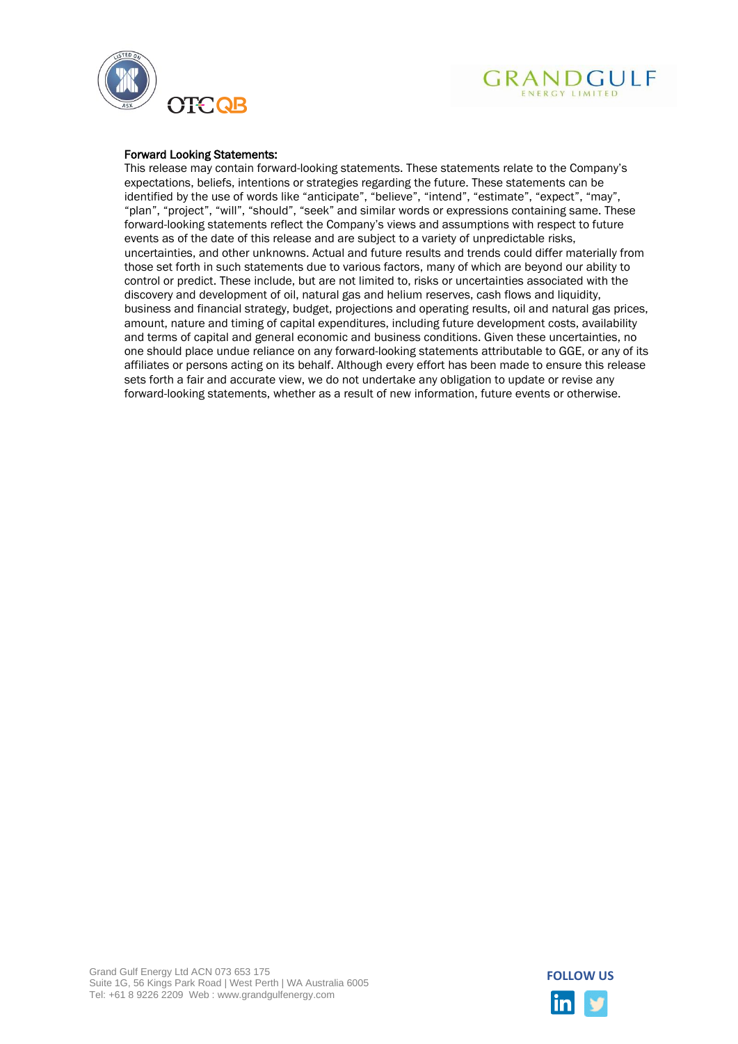**Forward Looking Statements:**

This release may contain forward-looking statements. These statements relate to the Company's expectations, beliefs, intentions or strategies regarding the future. These statements can be identified by the use of words like "anticipate", "believe", "intend", "estimate", "expect", "may", "plan", "project", "will", "should", "seek" and similar words or expressions containing same. These forward-looking statements reflect the Company's views and assumptions with respect to future events as of the date of this release and are subject to a variety of unpredictable risks, uncertainties, and other unknowns. Actual and future results and trends could differ materially from those set forth in such statements due to various factors, many of which are beyond our ability to control or predict. These include, but are not limited to, risks or uncertainties associated with the discovery and development of oil, natural gas and helium reserves, cash flows and liquidity, business and financial strategy, budget, projections and operating results, oil and natural gas prices, amount, nature and timing of capital expenditures, including future development costs, availability and terms of capital and general economic and business conditions. Given these uncertainties, no one should place undue reliance on any forward-looking statements attributable to GGE, or any of its affiliates or persons acting on its behalf. Although every effort has been made to ensure this release sets forth a fair and accurate view, we do not undertake any obligation to update or revise any forward-looking statements, whether as a result of new information, future events or otherwise.